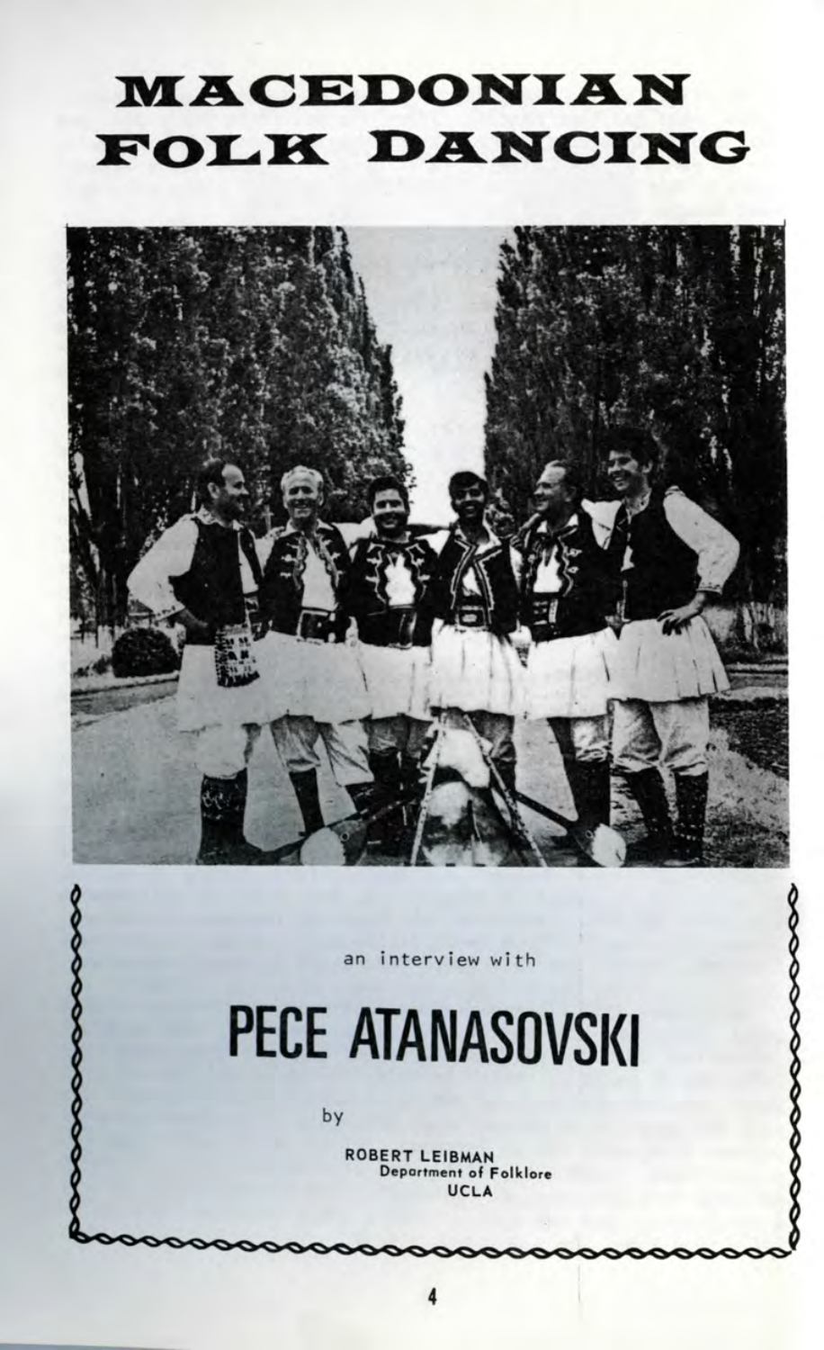# MACEDONIAN FOLK DANCING

an interview with

## PECE ATANASOVSKI

by

**ROBERT LEIBMAN**
Department of Folklore
UCLA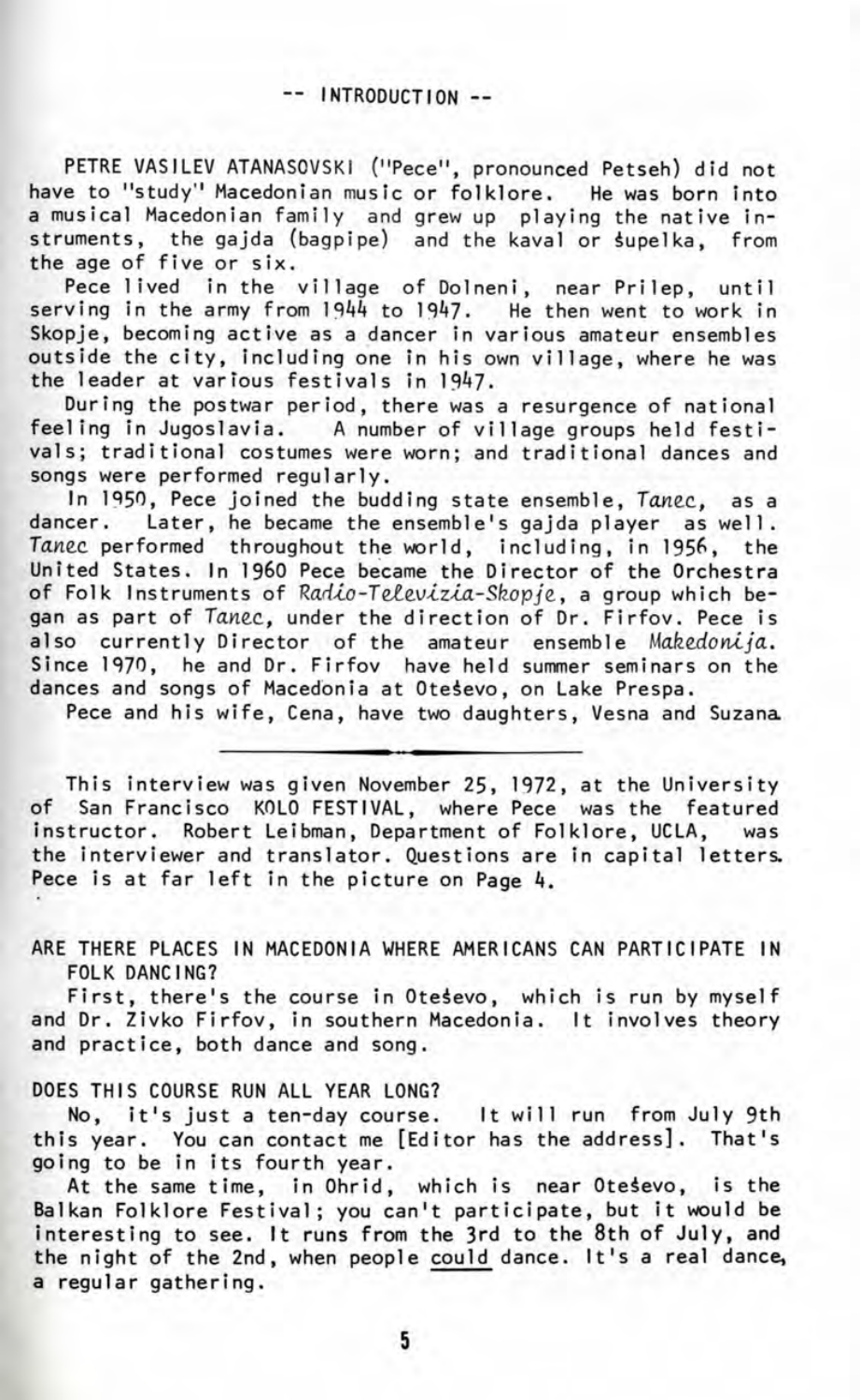## -- INTRODUCTION --

PETRE VASILEV ATANASOVSKI ("Pece", pronounced Petseh) did not have to "study" Macedonian music or folklore. He was born into a musical Macedonian family and grew up playing the native instruments, the gajda (bagpipe) and the kaval or šupelka, from the age of five or six.

Pece lived in the village of Dolneni, near Prilep, until serving in the army from 1944 to 1947. He then went to work in Skopje, becoming active as a dancer in various amateur ensembles outside the city, including one in his own village, where he was the leader at various festivals in 1947.

During the postwar period, there was a resurgence of national feeling in Jugoslavia. A number of village groups held festivals; traditional costumes were worn; and traditional dances and songs were performed regularly.

In 1950, Pece joined the budding state ensemble, *Tanec*, as a dancer. Later, he became the ensemble's gajda player as well. *Tanec* performed throughout the world, including, in 1956, the United States. In 1960 Pece became the Director of the Orchestra of Folk Instruments of *Radio-Televizia-Skopje*, a group which began as part of *Tanec*, under the direction of Dr. Firfov. Pece is also currently Director of the amateur ensemble *Makedonija*. Since 1970, he and Dr. Firfov have held summer seminars on the dances and songs of Macedonia at Oteševo, on Lake Prespa.

Pece and his wife, Cena, have two daughters, Vesna and Suzana.

---

This interview was given November 25, 1972, at the University of San Francisco KOLO FESTIVAL, where Pece was the featured instructor. Robert Leibman, Department of Folklore, UCLA, was the interviewer and translator. Questions are in capital letters. Pece is at far left in the picture on Page 4.

ARE THERE PLACES IN MACEDONIA WHERE AMERICANS CAN PARTICIPATE IN FOLK DANCING?

First, there's the course in Oteševo, which is run by myself and Dr. Zivko Firfov, in southern Macedonia. It involves theory and practice, both dance and song.

DOES THIS COURSE RUN ALL YEAR LONG?

No, it's just a ten-day course. It will run from July 9th this year. You can contact me [Editor has the address]. That's going to be in its fourth year.

At the same time, in Ohrid, which is near Oteševo, is the Balkan Folklore Festival; you can't participate, but it would be interesting to see. It runs from the 3rd to the 8th of July, and the night of the 2nd, when people could dance. It's a real dance, a regular gathering.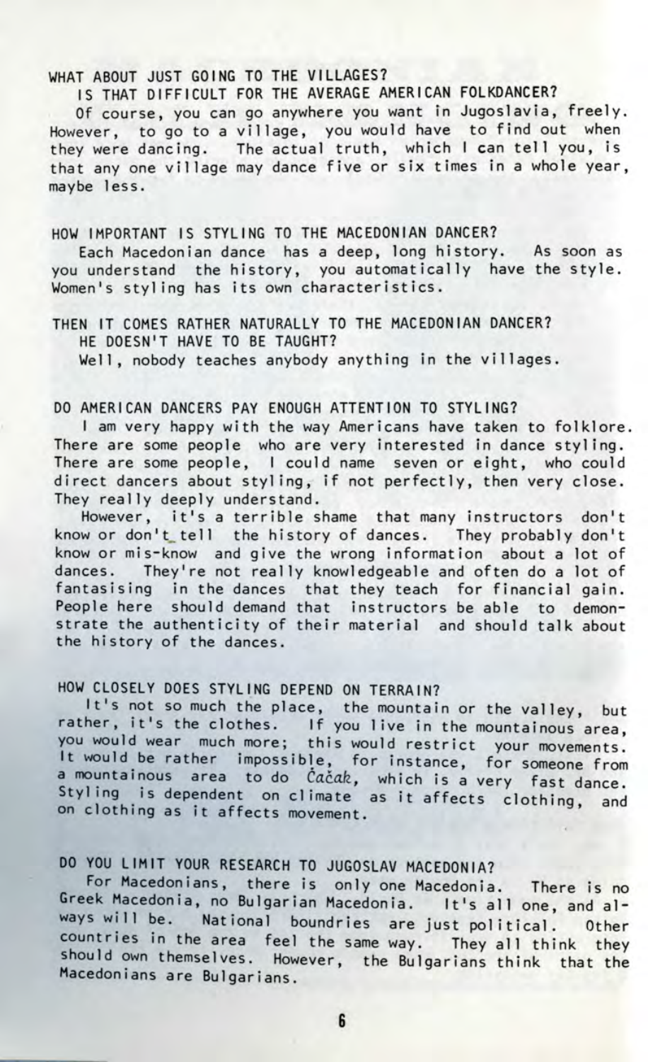WHAT ABOUT JUST GOING TO THE VILLAGES?
IS THAT DIFFICULT FOR THE AVERAGE AMERICAN FOLKDANCER?

Of course, you can go anywhere you want in Jugoslavia, freely. However, to go to a village, you would have to find out when they were dancing. The actual truth, which I can tell you, is that any one village may dance five or six times in a whole year, maybe less.

HOW IMPORTANT IS STYLING TO THE MACEDONIAN DANCER?

Each Macedonian dance has a deep, long history. As soon as you understand the history, you automatically have the style. Women's styling has its own characteristics.

THEN IT COMES RATHER NATURALLY TO THE MACEDONIAN DANCER?
HE DOESN'T HAVE TO BE TAUGHT?

Well, nobody teaches anybody anything in the villages.

DO AMERICAN DANCERS PAY ENOUGH ATTENTION TO STYLING?

I am very happy with the way Americans have taken to folklore. There are some people who are very interested in dance styling. There are some people, I could name seven or eight, who could direct dancers about styling, if not perfectly, then very close. They really deeply understand.

However, it's a terrible shame that many instructors don't know or don't tell the history of dances. They probably don't know or mis-know and give the wrong information about a lot of dances. They're not really knowledgeable and often do a lot of fantasising in the dances that they teach for financial gain. People here should demand that instructors be able to demonstrate the authenticity of their material and should talk about the history of the dances.

HOW CLOSELY DOES STYLING DEPEND ON TERRAIN?

It's not so much the place, the mountain or the valley, but rather, it's the clothes. If you live in the mountainous area, you would wear much more; this would restrict your movements. It would be rather impossible, for instance, for someone from a mountainous area to do *Čačak*, which is a very fast dance. Styling is dependent on climate as it affects clothing, and on clothing as it affects movement.

DO YOU LIMIT YOUR RESEARCH TO JUGOSLAV MACEDONIA?

For Macedonians, there is only one Macedonia. There is no Greek Macedonia, no Bulgarian Macedonia. It's all one, and always will be. National boundries are just political. Other countries in the area feel the same way. They all think they should own themselves. However, the Bulgarians think that the Macedonians are Bulgarians.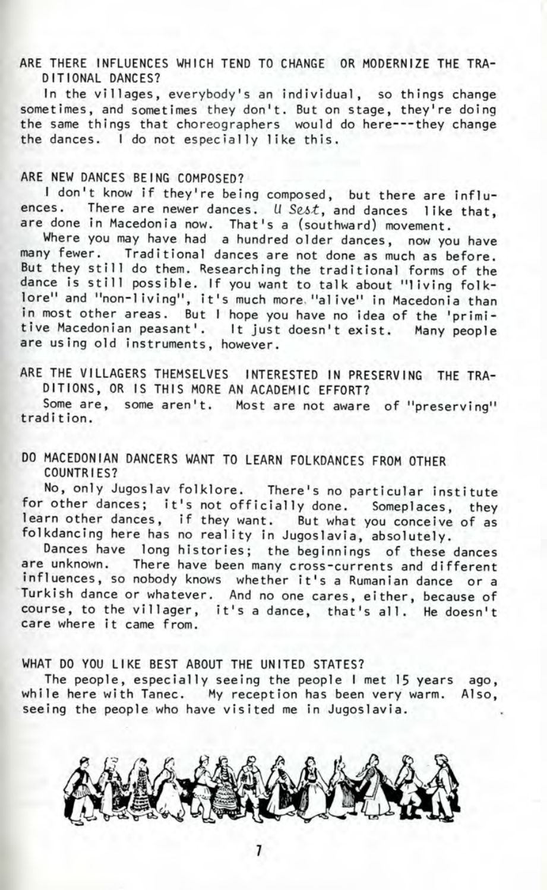ARE THERE INFLUENCES WHICH TEND TO CHANGE OR MODERNIZE THE TRADITIONAL DANCES?

In the villages, everybody's an individual, so things change sometimes, and sometimes they don't. But on stage, they're doing the same things that choreographers would do here---they change the dances. I do not especially like this.

ARE NEW DANCES BEING COMPOSED?

I don't know if they're being composed, but there are influences. There are newer dances. *U Sest*, and dances like that, are done in Macedonia now. That's a (southward) movement.

Where you may have had a hundred older dances, now you have many fewer. Traditional dances are not done as much as before. But they still do them. Researching the traditional forms of the dance is still possible. If you want to talk about "living folklore" and "non-living", it's much more "alive" in Macedonia than in most other areas. But I hope you have no idea of the 'primitive Macedonian peasant'. It just doesn't exist. Many people are using old instruments, however.

ARE THE VILLAGERS THEMSELVES INTERESTED IN PRESERVING THE TRADITIONS, OR IS THIS MORE AN ACADEMIC EFFORT?

Some are, some aren't. Most are not aware of "preserving" tradition.

DO MACEDONIAN DANCERS WANT TO LEARN FOLKDANCES FROM OTHER COUNTRIES?

No, only Jugoslav folklore. There's no particular institute for other dances; it's not officially done. Someplaces, they learn other dances, if they want. But what you conceive of as folkdancing here has no reality in Jugoslavia, absolutely.

Dances have long histories; the beginnings of these dances are unknown. There have been many cross-currents and different influences, so nobody knows whether it's a Rumanian dance or a Turkish dance or whatever. And no one cares, either, because of course, to the villager, it's a dance, that's all. He doesn't care where it came from.

WHAT DO YOU LIKE BEST ABOUT THE UNITED STATES?

The people, especially seeing the people I met 15 years ago, while here with Tanec. My reception has been very warm. Also, seeing the people who have visited me in Jugoslavia.